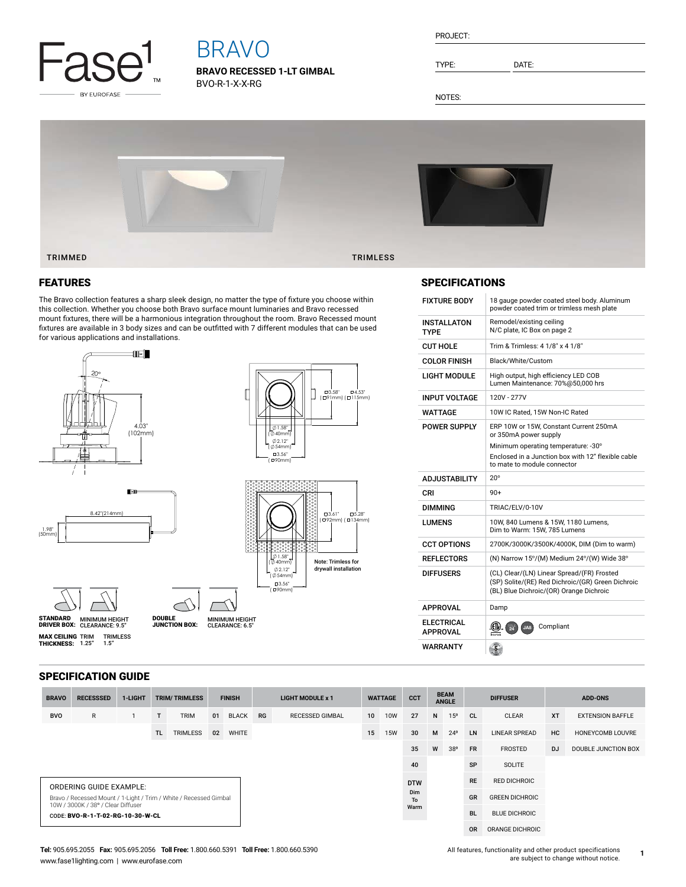Fase1 BY EUROFASE

# BRAVO

**BRAVO RECESSED 1-LT GIMBAL**
BVO-R-1-X-X-RG

PROJECT:

TYPE: DATE:

NOTES:

TRIMMED TRIMLESS

## FEATURES

The Bravo collection features a sharp sleek design, no matter the type of fixture you choose within this collection. Whether you choose both Bravo surface mount luminaries and Bravo recessed mount fixtures, there will be a harmonious integration throughout the room. Bravo Recessed mount fixtures are available in 3 body sizes and can be outfitted with 7 different modules that can be used for various applications and installations.

20° 4.03" (102mm)

8.42"(214mm) 1.98" (50mm)

□3.58" (□91mm) □4.53" (□115mm) Ø1.58" (Ø40mm) Ø2.12" (Ø54mm) □3.56" (□90mm)

□3.61" (□92mm) □5.28" (□134mm) Ø1.58" (Ø40mm) Ø2.12" (Ø54mm) □3.56" (□90mm)

Note: Trimless for drywall installation

**STANDARD DRIVER BOX:** MINIMUM HEIGHT CLEARANCE: 9.5"

**DOUBLE JUNCTION BOX:** MINIMUM HEIGHT CLEARANCE: 6.5"

**MAX CEILING THICKNESS:** TRIM 1.25" TRIMLESS 1.5"

## SPECIFICATIONS

| | |
|---|---|
| FIXTURE BODY | 18 gauge powder coated steel body. Aluminum powder coated trim or trimless mesh plate |
| INSTALLATON TYPE | Remodel/existing ceiling<br>N/C plate, IC Box on page 2 |
| CUT HOLE | Trim & Trimless: 4 1/8" x 4 1/8" |
| COLOR FINISH | Black/White/Custom |
| LIGHT MODULE | High output, high efficiency LED COB<br>Lumen Maintenance: 70%@50,000 hrs |
| INPUT VOLTAGE | 120V - 277V |
| WATTAGE | 10W IC Rated, 15W Non-IC Rated |
| POWER SUPPLY | ERP 10W or 15W, Constant Current 250mA or 350mA power supply<br>Minimum operating temperature: -30°<br>Enclosed in a Junction box with 12" flexible cable to mate to module connector |
| ADJUSTABILITY | 20° |
| CRI | 90+ |
| DIMMING | TRIAC/ELV/0-10V |
| LUMENS | 10W, 840 Lumens & 15W, 1180 Lumens,<br>Dim to Warm: 15W, 785 Lumens |
| CCT OPTIONS | 2700K/3000K/3500K/4000K, DIM (Dim to warm) |
| REFLECTORS | (N) Narrow 15°/(M) Medium 24°/(W) Wide 38° |
| DIFFUSERS | (CL) Clear/(LN) Linear Spread/(FR) Frosted<br>(SP) Solite/(RE) Red Dichroic/(GR) Green Dichroic<br>(BL) Blue Dichroic/(OR) Orange Dichroic |
| APPROVAL | Damp |
| ELECTRICAL APPROVAL | Compliant |
| WARRANTY | |

## SPECIFICATION GUIDE

| BRAVO | RECESSSED | 1-LIGHT | TRIM/ TRIMLESS | | FINISH | | LIGHT MODULE x 1 | | WATTAGE | | CCT | BEAM ANGLE | | DIFFUSER | | ADD-ONS | |
|---|---|---|---|---|---|---|---|---|---|---|---|---|---|---|---|---|---|
| BVO | R | 1 | T | TRIM | 01 | BLACK | RG | RECESSED GIMBAL | 10 | 10W | 27 | N | 15º | CL | CLEAR | XT | EXTENSION BAFFLE |
| | | | TL | TRIMLESS | 02 | WHITE | | | 15 | 15W | 30 | M | 24º | LN | LINEAR SPREAD | HC | HONEYCOMB LOUVRE |
| | | | | | | | | | | | 35 | W | 38º | FR | FROSTED | DJ | DOUBLE JUNCTION BOX |
| | | | | | | | | | | | 40 | | | SP | SOLITE | | |
| | | | | | | | | | | | DTW Dim To Warm | | | RE | RED DICHROIC | | |
| | | | | | | | | | | | | | | GR | GREEN DICHROIC | | |
| | | | | | | | | | | | | | | BL | BLUE DICHROIC | | |
| | | | | | | | | | | | | | | OR | ORANGE DICHROIC | | |

ORDERING GUIDE EXAMPLE:

Bravo / Recessed Mount / 1-Light / Trim / White / Recessed Gimbal 10W / 3000K / 38° / Clear Diffuser

CODE: **BVO-R-1-T-02-RG-10-30-W-CL**

**Tel:** 905.695.2055 **Fax:** 905.695.2056 **Toll Free:** 1.800.660.5391 **Toll Free:** 1.800.660.5390
www.fase1lighting.com | www.eurofase.com

All features, functionality and other product specifications are subject to change without notice.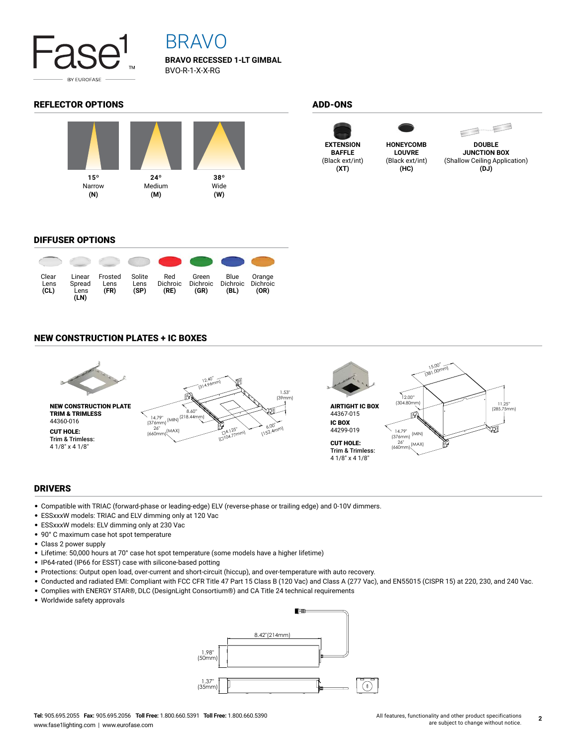# BRAVO

**BRAVO RECESSED 1-LT GIMBAL**

BVO-R-1-X-X-RG

## REFLECTOR OPTIONS

| 15° Narrow **(N)** | 24° Medium **(M)** | 38° Wide **(W)** |
|---|---|---|

## ADD-ONS

| **EXTENSION BAFFLE** (Black ext/int) **(XT)** | **HONEYCOMB LOUVRE** (Black ext/int) **(HC)** | **DOUBLE JUNCTION BOX** (Shallow Ceiling Application) **(DJ)** |
|---|---|---|

## DIFFUSER OPTIONS

| Clear Lens **(CL)** | Linear Spread Lens **(LN)** | Frosted Lens **(FR)** | Solite Lens **(SP)** | Red Dichroic **(RE)** | Green Dichroic **(GR)** | Blue Dichroic **(BL)** | Orange Dichroic **(OR)** |
|---|---|---|---|---|---|---|---|

## NEW CONSTRUCTION PLATES + IC BOXES

**NEW CONSTRUCTION PLATE TRIM & TRIMLESS**
44360-016

**CUT HOLE:**
Trim & Trimless:
4 1/8" x 4 1/8"

12.40" (314.96mm); 1.53" (39mm); 8.60" (218.44mm); 14.79" (376mm) (MIN); 26" (660mm) (MAX); □4.125" (□104.77mm); 6.00" (152.4mm)

**AIRTIGHT IC BOX**
44367-015

**IC BOX**
44299-019

**CUT HOLE:**
Trim & Trimless:
4 1/8" x 4 1/8"

15.00" (381.00mm); 12.00" (304.80mm); 11.25" (285.75mm); 14.79" (376mm) (MIN); 26" (660mm) (MAX)

## DRIVERS

- Compatible with TRIAC (forward-phase or leading-edge) ELV (reverse-phase or trailing edge) and 0-10V dimmers.
- ESSxxxW models: TRIAC and ELV dimming only at 120 Vac
- ESSxxxW models: ELV dimming only at 230 Vac
- 90° C maximum case hot spot temperature
- Class 2 power supply
- Lifetime: 50,000 hours at 70° case hot spot temperature (some models have a higher lifetime)
- IP64-rated (IP66 for ESST) case with silicone-based potting
- Protections: Output open load, over-current and short-circuit (hiccup), and over-temperature with auto recovery.
- Conducted and radiated EMI: Compliant with FCC CFR Title 47 Part 15 Class B (120 Vac) and Class A (277 Vac), and EN55015 (CISPR 15) at 220, 230, and 240 Vac.
- Complies with ENERGY STAR®, DLC (DesignLight Consortium®) and CA Title 24 technical requirements
- Worldwide safety approvals

8.42" (214mm); 1.98" (50mm); 1.37" (35mm)

**Tel:** 905.695.2055 **Fax:** 905.695.2056 **Toll Free:** 1.800.660.5391 **Toll Free:** 1.800.660.5390
www.fase1lighting.com | www.eurofase.com

All features, functionality and other product specifications are subject to change without notice.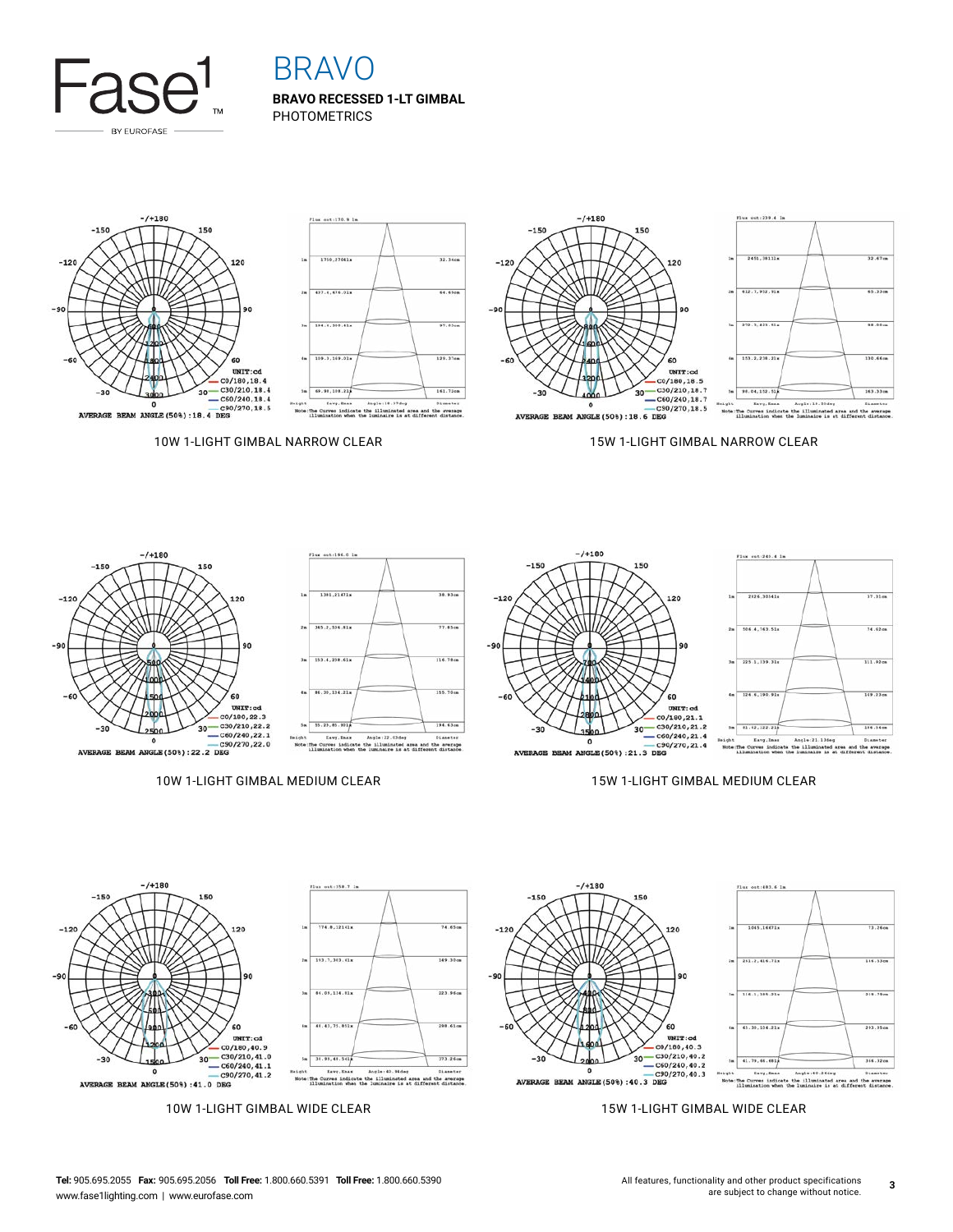# BRAVO

**BRAVO RECESSED 1-LT GIMBAL**
PHOTOMETRICS

-/+180
-150
150
-120
120
-90
90
-60
60
-30
30
0
UNIT:cd
C0/180,18.4
C30/210,18.4
C60/240,18.4
C90/270,18.5
AVERAGE BEAM ANGLE(50%):18.4 DEG

Flux out:170.9 lm
1m 1750,27061x 32.34cm
2m 437.5,676.51x 64.69cm
3m 194.4,300.61x 97.03cm
4m 109.3,169.01x 129.37cm
5m 69.98,108.21x 161.72cm
Height Eavg,Emax Angle:18.37deg Diameter
Note:The Curves indicate the illuminated area and the average illumination when the luminaire is at different distance.

10W 1-LIGHT GIMBAL NARROW CLEAR

-/+180
-150
150
-120
120
-90
90
-60
60
-30
30
0
UNIT:cd
C0/180,18.5
C30/210,18.7
C60/240,18.7
C90/270,18.5
AVERAGE BEAM ANGLE(50%):18.6 DEG

Flux out:239.4 lm
1m 2451,38111x 32.67cm
2m 612.7,952.91x 65.33cm
3m 272.3,423.51x 98.00cm
4m 153.2,238.21x 130.66cm
5m 98.04,152.51x 163.33cm
Height Eavg,Emax Angle:18.55deg Diameter
Note:The Curves indicate the illuminated area and the average illumination when the luminaire is at different distance.

15W 1-LIGHT GIMBAL NARROW CLEAR

-/+180
-150
150
-120
120
-90
90
-60
60
-30
30
0
UNIT:cd
C0/180,22.3
C30/210,22.2
C60/240,22.1
C90/270,22.0
AVERAGE BEAM ANGLE(50%):22.2 DEG

Flux out:166.0 lm
1m 1381,21471x 38.93cm
2m 345.2,536.81x 77.85cm
3m 153.4,238.61x 116.78cm
4m 86.30,134.21x 155.70cm
5m 55.23,85.901x 194.63cm
Height Eavg,Emax Angle:22.03deg Diameter
Note:The Curves indicate the illuminated area and the average illumination when the luminaire is at different distance.

10W 1-LIGHT GIMBAL MEDIUM CLEAR

-/+180
-150
150
-120
120
-90
90
-60
60
-30
30
0
UNIT:cd
C0/180,21.1
C30/210,21.2
C60/240,21.4
C90/270,21.4
AVERAGE BEAM ANGLE(50%):21.3 DEG

Flux out:243.4 lm
1m 2026,30541x 37.31cm
2m 506.4,763.51x 74.62cm
3m 225.1,339.31x 111.92cm
4m 126.6,190.91x 149.23cm
5m 81.02,122.21x 186.54cm
Height Eavg,Emax Angle:21.13deg Diameter
Note:The Curves indicate the illuminated area and the average illumination when the luminaire is at different distance.

15W 1-LIGHT GIMBAL MEDIUM CLEAR

-/+180
-150
150
-120
120
-90
90
-60
60
-30
30
0
UNIT:cd
C0/180,40.9
C30/210,41.0
C60/240,41.1
C90/270,41.2
AVERAGE BEAM ANGLE(50%):41.0 DEG

Flux out:158.7 lm
1m 774.8,12141x 74.65cm
2m 193.7,303.41x 149.30cm
3m 86.09,134.81x 223.96cm
4m 48.43,75.851x 298.61cm
5m 30.99,48.541x 373.26cm
Height Eavg,Emax Angle:40.98deg Diameter
Note:The Curves indicate the illuminated area and the average illumination when the luminaire is at different distance.

10W 1-LIGHT GIMBAL WIDE CLEAR

-/+180
-150
150
-120
120
-90
90
-60
60
-30
30
0
UNIT:cd
C0/180,40.3
C30/210,40.2
C60/240,40.2
C90/270,40.3
AVERAGE BEAM ANGLE(50%):40.3 DEG

Flux out:483.6 lm
1m 1045,16671x 73.26cm
2m 261.2,416.71x 146.53cm
3m 116.1,185.21x 219.79cm
4m 65.30,104.21x 293.05cm
5m 41.79,66.681x 366.32cm
Height Eavg,Emax Angle:40.24deg Diameter
Note:The Curves indicate the illuminated area and the average illumination when the luminaire is at different distance.

15W 1-LIGHT GIMBAL WIDE CLEAR

**Tel:** 905.695.2055 **Fax:** 905.695.2056 **Toll Free:** 1.800.660.5391 **Toll Free:** 1.800.660.5390
www.fase1lighting.com | www.eurofase.com

All features, functionality and other product specifications are subject to change without notice.